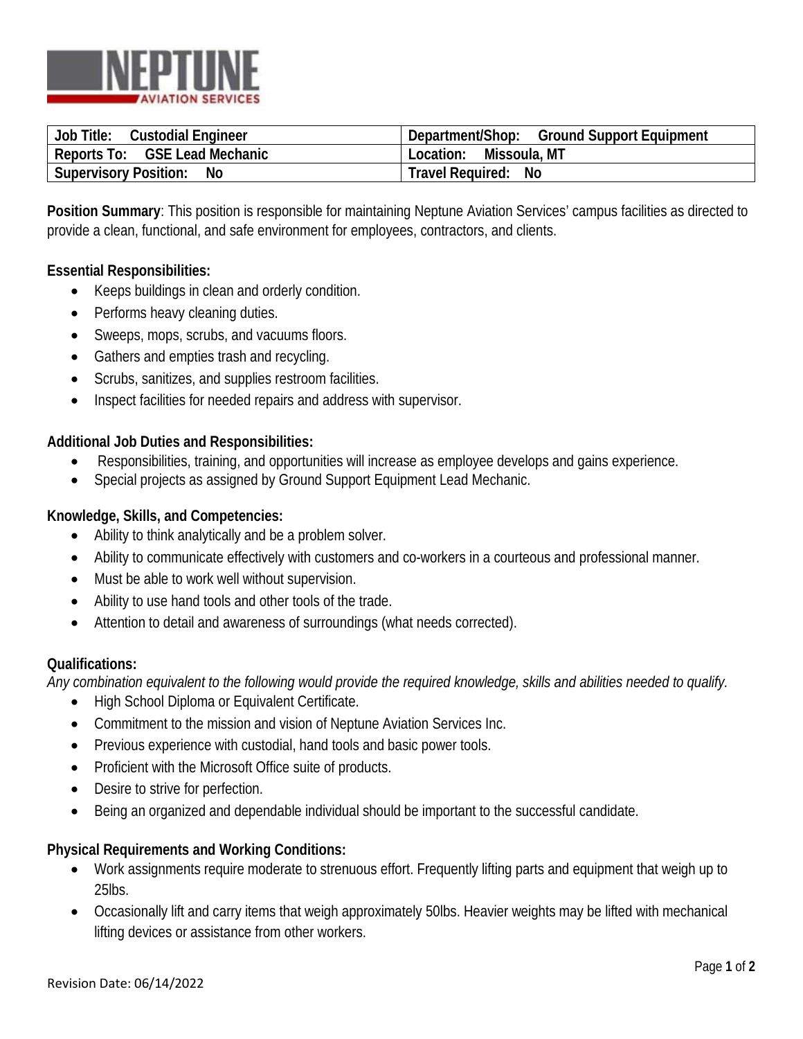NEPTUNE AVIATION SERVICES

| Job Title: Custodial Engineer | Department/Shop: Ground Support Equipment |
|---|---|
| Reports To: GSE Lead Mechanic | Location: Missoula, MT |
| Supervisory Position: No | Travel Required: No |

**Position Summary**: This position is responsible for maintaining Neptune Aviation Services' campus facilities as directed to provide a clean, functional, and safe environment for employees, contractors, and clients.

**Essential Responsibilities:**

- Keeps buildings in clean and orderly condition.
- Performs heavy cleaning duties.
- Sweeps, mops, scrubs, and vacuums floors.
- Gathers and empties trash and recycling.
- Scrubs, sanitizes, and supplies restroom facilities.
- Inspect facilities for needed repairs and address with supervisor.

**Additional Job Duties and Responsibilities:**

- Responsibilities, training, and opportunities will increase as employee develops and gains experience.
- Special projects as assigned by Ground Support Equipment Lead Mechanic.

**Knowledge, Skills, and Competencies:**

- Ability to think analytically and be a problem solver.
- Ability to communicate effectively with customers and co-workers in a courteous and professional manner.
- Must be able to work well without supervision.
- Ability to use hand tools and other tools of the trade.
- Attention to detail and awareness of surroundings (what needs corrected).

**Qualifications:**

*Any combination equivalent to the following would provide the required knowledge, skills and abilities needed to qualify.*

- High School Diploma or Equivalent Certificate.
- Commitment to the mission and vision of Neptune Aviation Services Inc.
- Previous experience with custodial, hand tools and basic power tools.
- Proficient with the Microsoft Office suite of products.
- Desire to strive for perfection.
- Being an organized and dependable individual should be important to the successful candidate.

**Physical Requirements and Working Conditions:**

- Work assignments require moderate to strenuous effort. Frequently lifting parts and equipment that weigh up to 25lbs.
- Occasionally lift and carry items that weigh approximately 50lbs. Heavier weights may be lifted with mechanical lifting devices or assistance from other workers.

Revision Date: 06/14/2022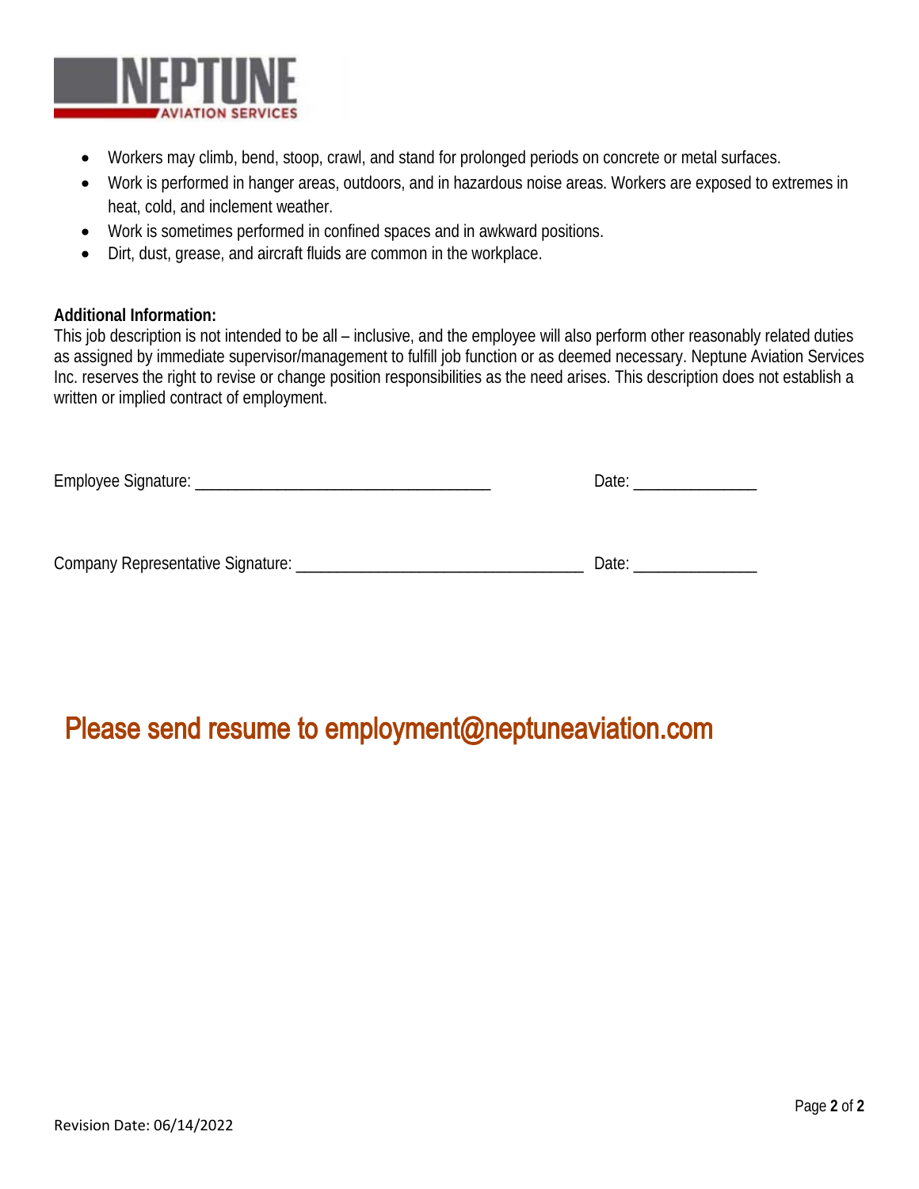- Workers may climb, bend, stoop, crawl, and stand for prolonged periods on concrete or metal surfaces.
- Work is performed in hanger areas, outdoors, and in hazardous noise areas. Workers are exposed to extremes in heat, cold, and inclement weather.
- Work is sometimes performed in confined spaces and in awkward positions.
- Dirt, dust, grease, and aircraft fluids are common in the workplace.

**Additional Information:**
This job description is not intended to be all – inclusive, and the employee will also perform other reasonably related duties as assigned by immediate supervisor/management to fulfill job function or as deemed necessary. Neptune Aviation Services Inc. reserves the right to revise or change position responsibilities as the need arises. This description does not establish a written or implied contract of employment.

Employee Signature: ___________________________________ Date: _______________

Company Representative Signature: __________________________________ Date: _______________

## Please send resume to employment@neptuneaviation.com

Revision Date: 06/14/2022